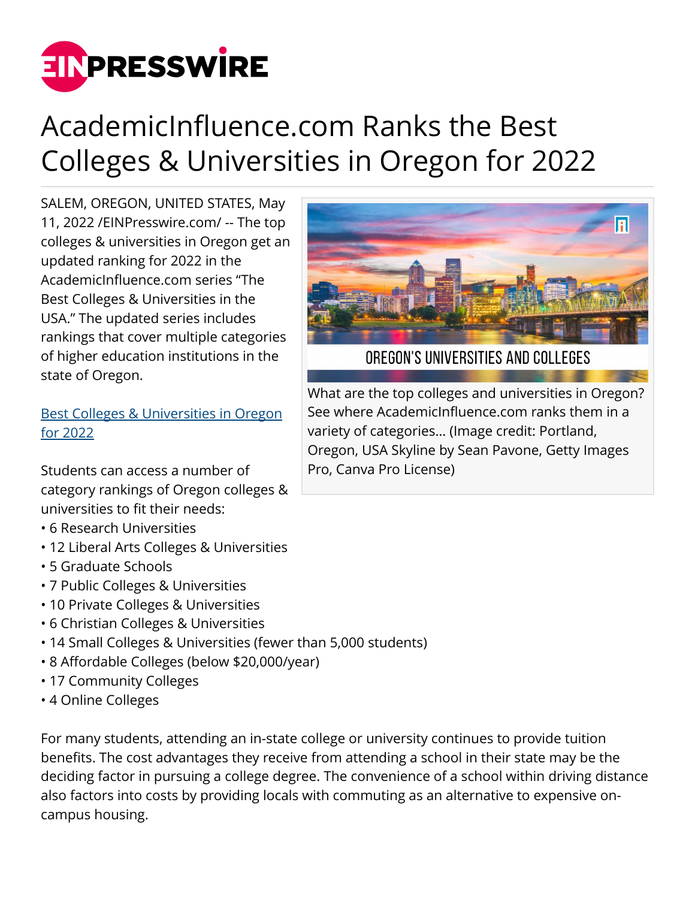# AcademicInfluence.com Ranks the Best Colleges & Universities in Oregon for 2022

SALEM, OREGON, UNITED STATES, May 11, 2022 /EINPresswire.com/ -- The top colleges & universities in Oregon get an updated ranking for 2022 in the AcademicInfluence.com series "The Best Colleges & Universities in the USA." The updated series includes rankings that cover multiple categories of higher education institutions in the state of Oregon.

What are the top colleges and universities in Oregon? See where AcademicInfluence.com ranks them in a variety of categories... (Image credit: Portland, Oregon, USA Skyline by Sean Pavone, Getty Images Pro, Canva Pro License)

[Best Colleges & Universities in Oregon for 2022]

Students can access a number of category rankings of Oregon colleges & universities to fit their needs:

- 6 Research Universities
- 12 Liberal Arts Colleges & Universities
- 5 Graduate Schools
- 7 Public Colleges & Universities
- 10 Private Colleges & Universities
- 6 Christian Colleges & Universities
- 14 Small Colleges & Universities (fewer than 5,000 students)
- 8 Affordable Colleges (below $20,000/year)
- 17 Community Colleges
- 4 Online Colleges

For many students, attending an in-state college or university continues to provide tuition benefits. The cost advantages they receive from attending a school in their state may be the deciding factor in pursuing a college degree. The convenience of a school within driving distance also factors into costs by providing locals with commuting as an alternative to expensive on-campus housing.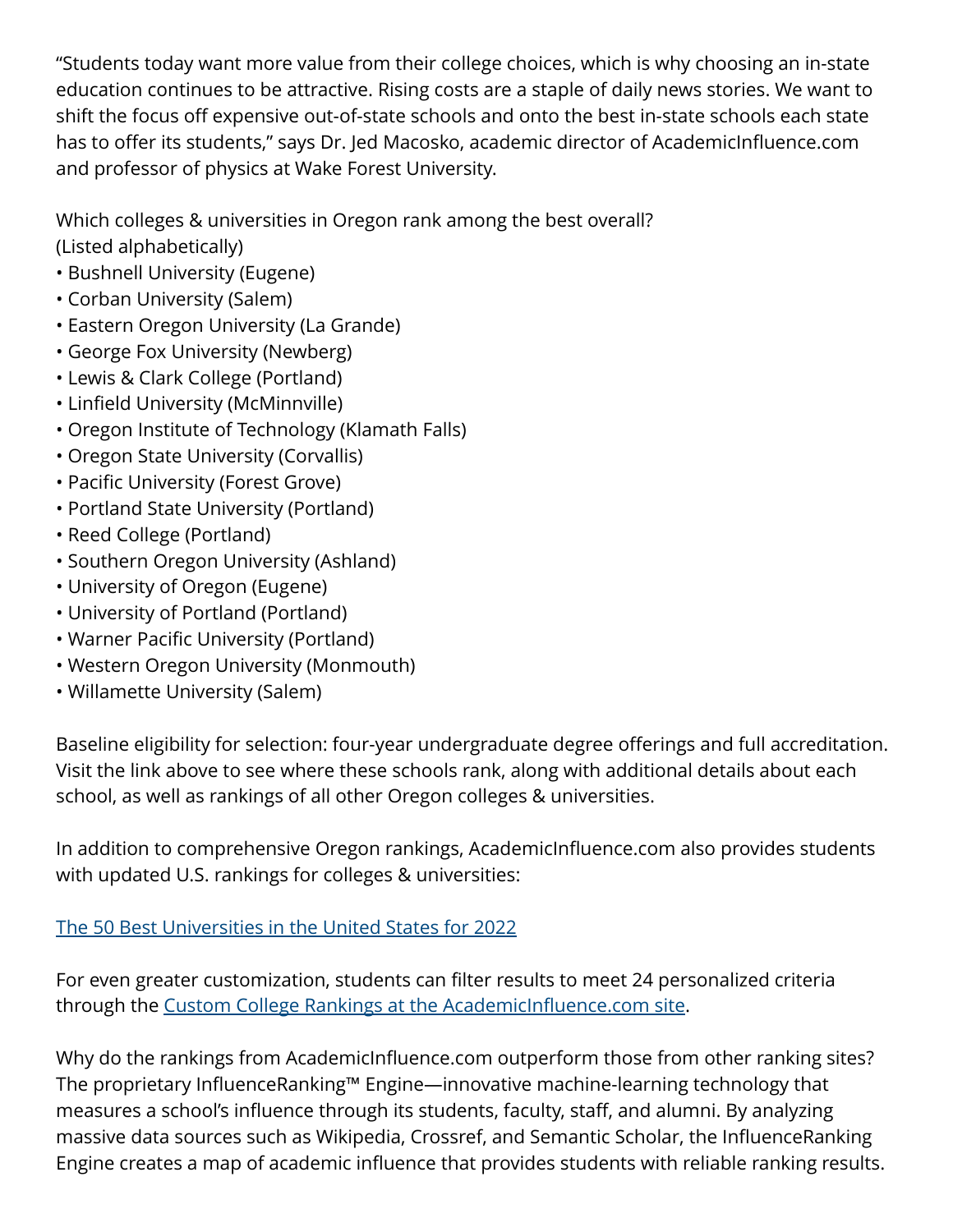"Students today want more value from their college choices, which is why choosing an in-state education continues to be attractive. Rising costs are a staple of daily news stories. We want to shift the focus off expensive out-of-state schools and onto the best in-state schools each state has to offer its students," says Dr. Jed Macosko, academic director of AcademicInfluence.com and professor of physics at Wake Forest University.

Which colleges & universities in Oregon rank among the best overall?
(Listed alphabetically)

- Bushnell University (Eugene)
- Corban University (Salem)
- Eastern Oregon University (La Grande)
- George Fox University (Newberg)
- Lewis & Clark College (Portland)
- Linfield University (McMinnville)
- Oregon Institute of Technology (Klamath Falls)
- Oregon State University (Corvallis)
- Pacific University (Forest Grove)
- Portland State University (Portland)
- Reed College (Portland)
- Southern Oregon University (Ashland)
- University of Oregon (Eugene)
- University of Portland (Portland)
- Warner Pacific University (Portland)
- Western Oregon University (Monmouth)
- Willamette University (Salem)

Baseline eligibility for selection: four-year undergraduate degree offerings and full accreditation. Visit the link above to see where these schools rank, along with additional details about each school, as well as rankings of all other Oregon colleges & universities.

In addition to comprehensive Oregon rankings, AcademicInfluence.com also provides students with updated U.S. rankings for colleges & universities:

[The 50 Best Universities in the United States for 2022]

For even greater customization, students can filter results to meet 24 personalized criteria through the [Custom College Rankings at the AcademicInfluence.com site].

Why do the rankings from AcademicInfluence.com outperform those from other ranking sites? The proprietary InfluenceRanking™ Engine—innovative machine-learning technology that measures a school's influence through its students, faculty, staff, and alumni. By analyzing massive data sources such as Wikipedia, Crossref, and Semantic Scholar, the InfluenceRanking Engine creates a map of academic influence that provides students with reliable ranking results.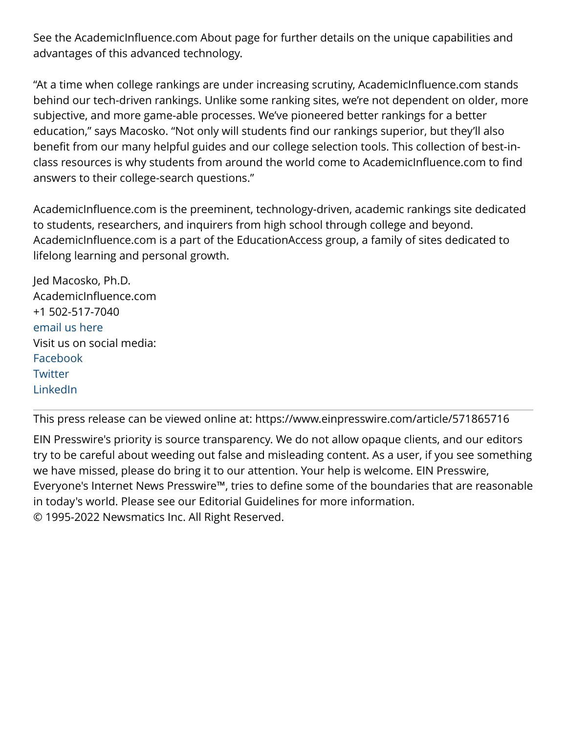See the AcademicInfluence.com About page for further details on the unique capabilities and advantages of this advanced technology.

"At a time when college rankings are under increasing scrutiny, AcademicInfluence.com stands behind our tech-driven rankings. Unlike some ranking sites, we're not dependent on older, more subjective, and more game-able processes. We've pioneered better rankings for a better education," says Macosko. "Not only will students find our rankings superior, but they'll also benefit from our many helpful guides and our college selection tools. This collection of best-in-class resources is why students from around the world come to AcademicInfluence.com to find answers to their college-search questions."

AcademicInfluence.com is the preeminent, technology-driven, academic rankings site dedicated to students, researchers, and inquirers from high school through college and beyond. AcademicInfluence.com is a part of the EducationAccess group, a family of sites dedicated to lifelong learning and personal growth.

Jed Macosko, Ph.D.
AcademicInfluence.com
+1 502-517-7040
email us here
Visit us on social media:
Facebook
Twitter
LinkedIn

---

This press release can be viewed online at: https://www.einpresswire.com/article/571865716

EIN Presswire's priority is source transparency. We do not allow opaque clients, and our editors try to be careful about weeding out false and misleading content. As a user, if you see something we have missed, please do bring it to our attention. Your help is welcome. EIN Presswire, Everyone's Internet News Presswire™, tries to define some of the boundaries that are reasonable in today's world. Please see our Editorial Guidelines for more information.
© 1995-2022 Newsmatics Inc. All Right Reserved.